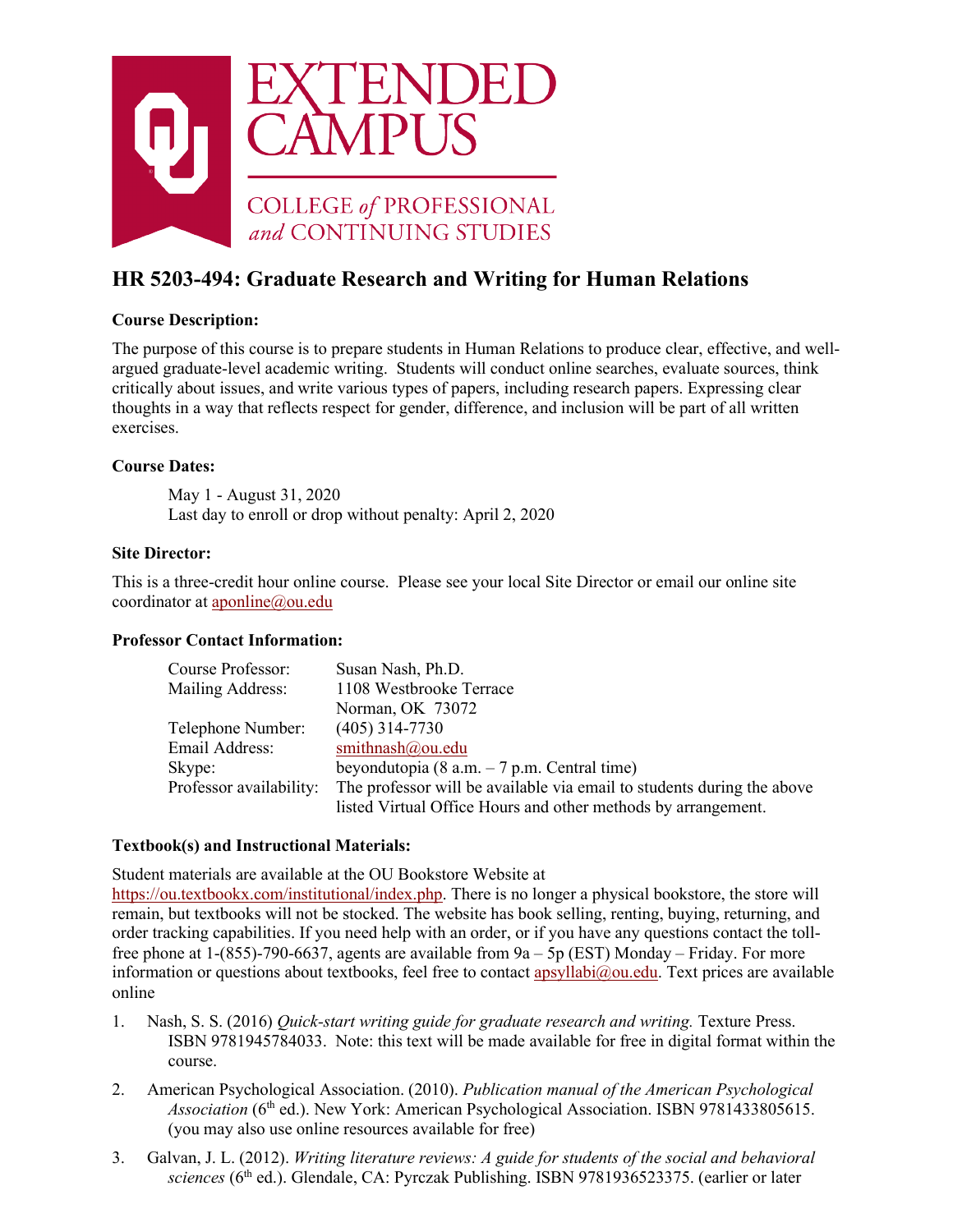EXTENDED CAMPUS

COLLEGE *of* PROFESSIONAL *and* CONTINUING STUDIES

# HR 5203-494: Graduate Research and Writing for Human Relations

**Course Description:**

The purpose of this course is to prepare students in Human Relations to produce clear, effective, and well-argued graduate-level academic writing. Students will conduct online searches, evaluate sources, think critically about issues, and write various types of papers, including research papers. Expressing clear thoughts in a way that reflects respect for gender, difference, and inclusion will be part of all written exercises.

**Course Dates:**

May 1 - August 31, 2020
Last day to enroll or drop without penalty: April 2, 2020

**Site Director:**

This is a three-credit hour online course. Please see your local Site Director or email our online site coordinator at aponline@ou.edu

**Professor Contact Information:**

| | |
|---|---|
| Course Professor: | Susan Nash, Ph.D. |
| Mailing Address: | 1108 Westbrooke Terrace<br>Norman, OK 73072 |
| Telephone Number: | (405) 314-7730 |
| Email Address: | smithnash@ou.edu |
| Skype: | beyondutopia (8 a.m. – 7 p.m. Central time) |
| Professor availability: | The professor will be available via email to students during the above listed Virtual Office Hours and other methods by arrangement. |

**Textbook(s) and Instructional Materials:**

Student materials are available at the OU Bookstore Website at https://ou.textbookx.com/institutional/index.php. There is no longer a physical bookstore, the store will remain, but textbooks will not be stocked. The website has book selling, renting, buying, returning, and order tracking capabilities. If you need help with an order, or if you have any questions contact the toll-free phone at 1-(855)-790-6637, agents are available from 9a – 5p (EST) Monday – Friday. For more information or questions about textbooks, feel free to contact apsyllabi@ou.edu. Text prices are available online

1. Nash, S. S. (2016) *Quick-start writing guide for graduate research and writing.* Texture Press. ISBN 9781945784033. Note: this text will be made available for free in digital format within the course.
2. American Psychological Association. (2010). *Publication manual of the American Psychological Association* (6th ed.). New York: American Psychological Association. ISBN 9781433805615. (you may also use online resources available for free)
3. Galvan, J. L. (2012). *Writing literature reviews: A guide for students of the social and behavioral sciences* (6th ed.). Glendale, CA: Pyrczak Publishing. ISBN 9781936523375. (earlier or later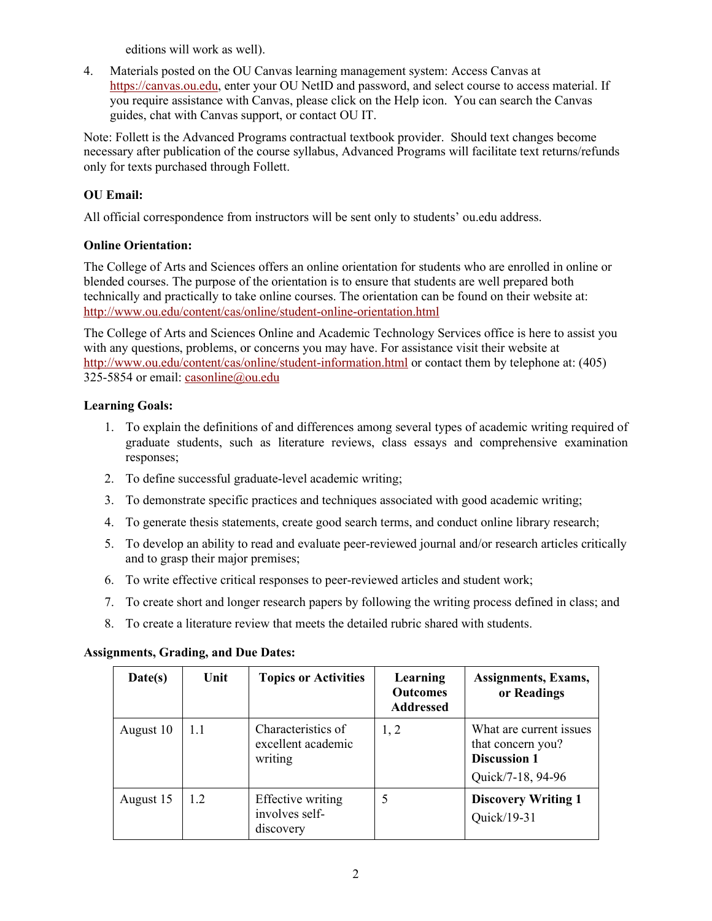editions will work as well).

4. Materials posted on the OU Canvas learning management system: Access Canvas at https://canvas.ou.edu, enter your OU NetID and password, and select course to access material. If you require assistance with Canvas, please click on the Help icon. You can search the Canvas guides, chat with Canvas support, or contact OU IT.

Note: Follett is the Advanced Programs contractual textbook provider. Should text changes become necessary after publication of the course syllabus, Advanced Programs will facilitate text returns/refunds only for texts purchased through Follett.

**OU Email:**

All official correspondence from instructors will be sent only to students' ou.edu address.

**Online Orientation:**

The College of Arts and Sciences offers an online orientation for students who are enrolled in online or blended courses. The purpose of the orientation is to ensure that students are well prepared both technically and practically to take online courses. The orientation can be found on their website at: http://www.ou.edu/content/cas/online/student-online-orientation.html

The College of Arts and Sciences Online and Academic Technology Services office is here to assist you with any questions, problems, or concerns you may have. For assistance visit their website at http://www.ou.edu/content/cas/online/student-information.html or contact them by telephone at: (405) 325-5854 or email: casonline@ou.edu

**Learning Goals:**

1. To explain the definitions of and differences among several types of academic writing required of graduate students, such as literature reviews, class essays and comprehensive examination responses;
2. To define successful graduate-level academic writing;
3. To demonstrate specific practices and techniques associated with good academic writing;
4. To generate thesis statements, create good search terms, and conduct online library research;
5. To develop an ability to read and evaluate peer-reviewed journal and/or research articles critically and to grasp their major premises;
6. To write effective critical responses to peer-reviewed articles and student work;
7. To create short and longer research papers by following the writing process defined in class; and
8. To create a literature review that meets the detailed rubric shared with students.

**Assignments, Grading, and Due Dates:**

| Date(s) | Unit | Topics or Activities | Learning Outcomes Addressed | Assignments, Exams, or Readings |
|---|---|---|---|---|
| August 10 | 1.1 | Characteristics of excellent academic writing | 1, 2 | What are current issues that concern you? **Discussion 1** Quick/7-18, 94-96 |
| August 15 | 1.2 | Effective writing involves self-discovery | 5 | **Discovery Writing 1** Quick/19-31 |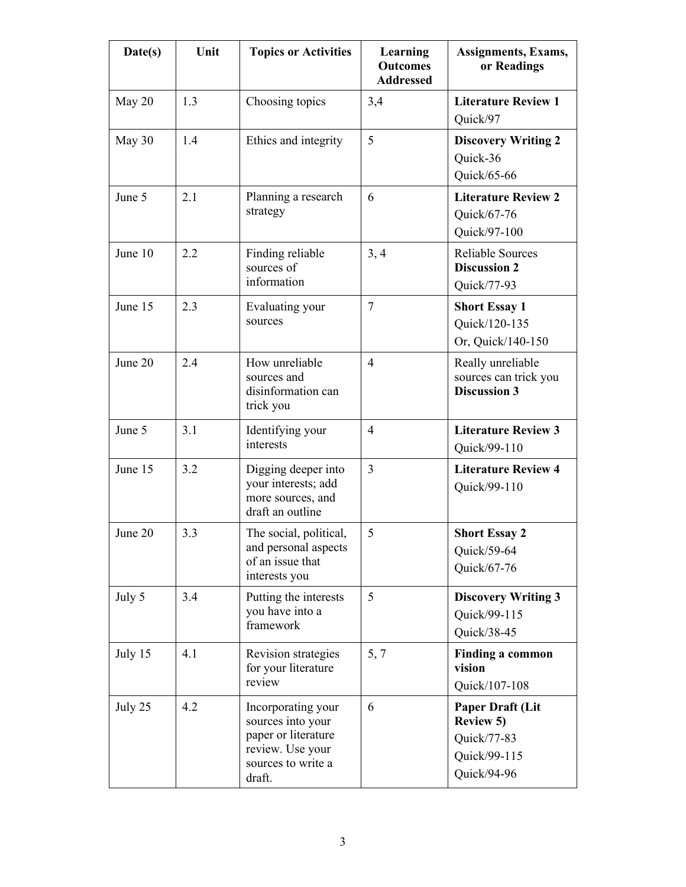| Date(s) | Unit | Topics or Activities | Learning Outcomes Addressed | Assignments, Exams, or Readings |
| --- | --- | --- | --- | --- |
| May 20 | 1.3 | Choosing topics | 3,4 | **Literature Review 1**<br>Quick/97 |
| May 30 | 1.4 | Ethics and integrity | 5 | **Discovery Writing 2**<br>Quick-36<br>Quick/65-66 |
| June 5 | 2.1 | Planning a research strategy | 6 | **Literature Review 2**<br>Quick/67-76<br>Quick/97-100 |
| June 10 | 2.2 | Finding reliable sources of information | 3, 4 | Reliable Sources<br>**Discussion 2**<br>Quick/77-93 |
| June 15 | 2.3 | Evaluating your sources | 7 | **Short Essay 1**<br>Quick/120-135<br>Or, Quick/140-150 |
| June 20 | 2.4 | How unreliable sources and disinformation can trick you | 4 | Really unreliable sources can trick you<br>**Discussion 3** |
| June 5 | 3.1 | Identifying your interests | 4 | **Literature Review 3**<br>Quick/99-110 |
| June 15 | 3.2 | Digging deeper into your interests; add more sources, and draft an outline | 3 | **Literature Review 4**<br>Quick/99-110 |
| June 20 | 3.3 | The social, political, and personal aspects of an issue that interests you | 5 | **Short Essay 2**<br>Quick/59-64<br>Quick/67-76 |
| July 5 | 3.4 | Putting the interests you have into a framework | 5 | **Discovery Writing 3**<br>Quick/99-115<br>Quick/38-45 |
| July 15 | 4.1 | Revision strategies for your literature review | 5, 7 | **Finding a common vision**<br>Quick/107-108 |
| July 25 | 4.2 | Incorporating your sources into your paper or literature review. Use your sources to write a draft. | 6 | **Paper Draft (Lit Review 5)**<br>Quick/77-83<br>Quick/99-115<br>Quick/94-96 |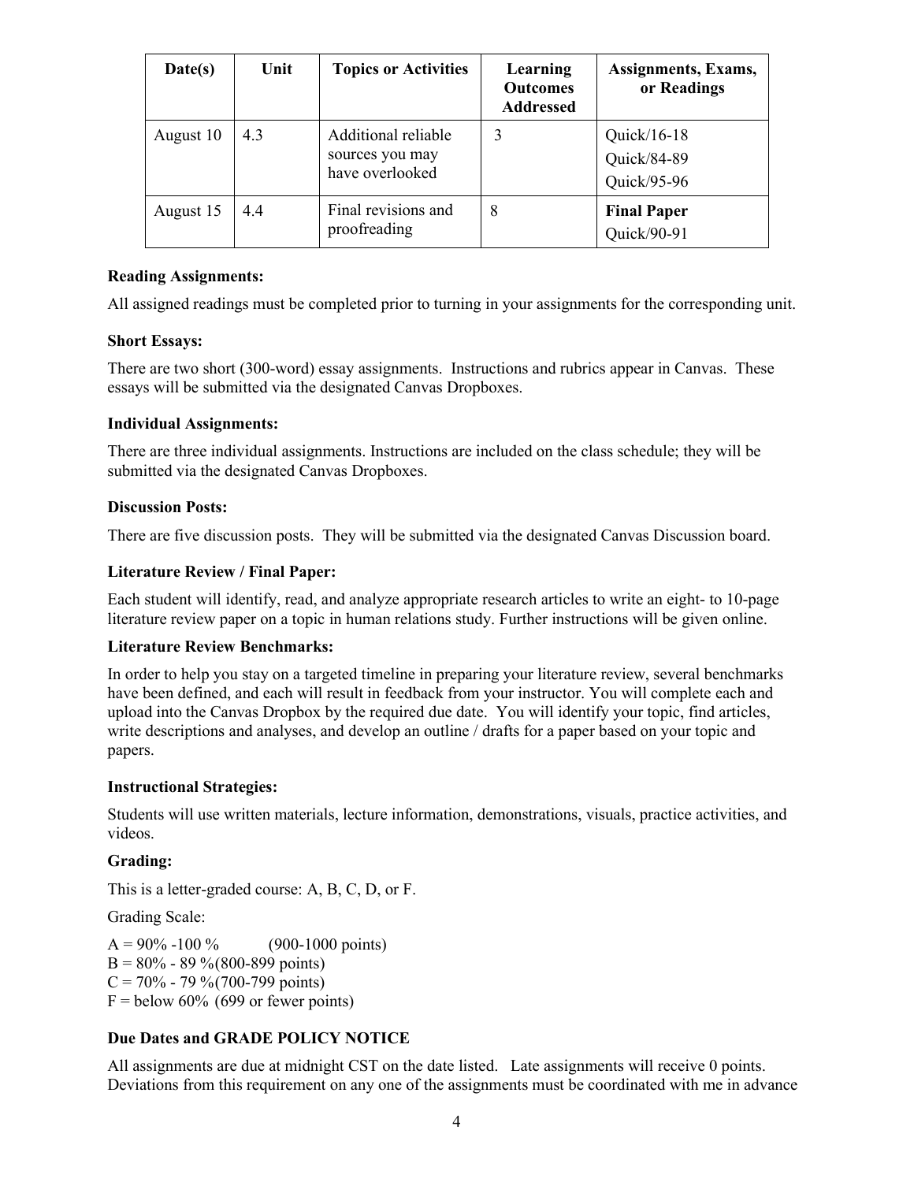| Date(s) | Unit | Topics or Activities | Learning Outcomes Addressed | Assignments, Exams, or Readings |
| --- | --- | --- | --- | --- |
| August 10 | 4.3 | Additional reliable sources you may have overlooked | 3 | Quick/16-18<br>Quick/84-89<br>Quick/95-96 |
| August 15 | 4.4 | Final revisions and proofreading | 8 | **Final Paper**<br>Quick/90-91 |

**Reading Assignments:**

All assigned readings must be completed prior to turning in your assignments for the corresponding unit.

**Short Essays:**

There are two short (300-word) essay assignments. Instructions and rubrics appear in Canvas. These essays will be submitted via the designated Canvas Dropboxes.

**Individual Assignments:**

There are three individual assignments. Instructions are included on the class schedule; they will be submitted via the designated Canvas Dropboxes.

**Discussion Posts:**

There are five discussion posts. They will be submitted via the designated Canvas Discussion board.

**Literature Review / Final Paper:**

Each student will identify, read, and analyze appropriate research articles to write an eight- to 10-page literature review paper on a topic in human relations study. Further instructions will be given online.

**Literature Review Benchmarks:**

In order to help you stay on a targeted timeline in preparing your literature review, several benchmarks have been defined, and each will result in feedback from your instructor. You will complete each and upload into the Canvas Dropbox by the required due date. You will identify your topic, find articles, write descriptions and analyses, and develop an outline / drafts for a paper based on your topic and papers.

**Instructional Strategies:**

Students will use written materials, lecture information, demonstrations, visuals, practice activities, and videos.

**Grading:**

This is a letter-graded course: A, B, C, D, or F.

Grading Scale:

A = 90% -100 % (900-1000 points)
B = 80% - 89 %(800-899 points)
C = 70% - 79 %(700-799 points)
F = below 60% (699 or fewer points)

**Due Dates and GRADE POLICY NOTICE**

All assignments are due at midnight CST on the date listed. Late assignments will receive 0 points. Deviations from this requirement on any one of the assignments must be coordinated with me in advance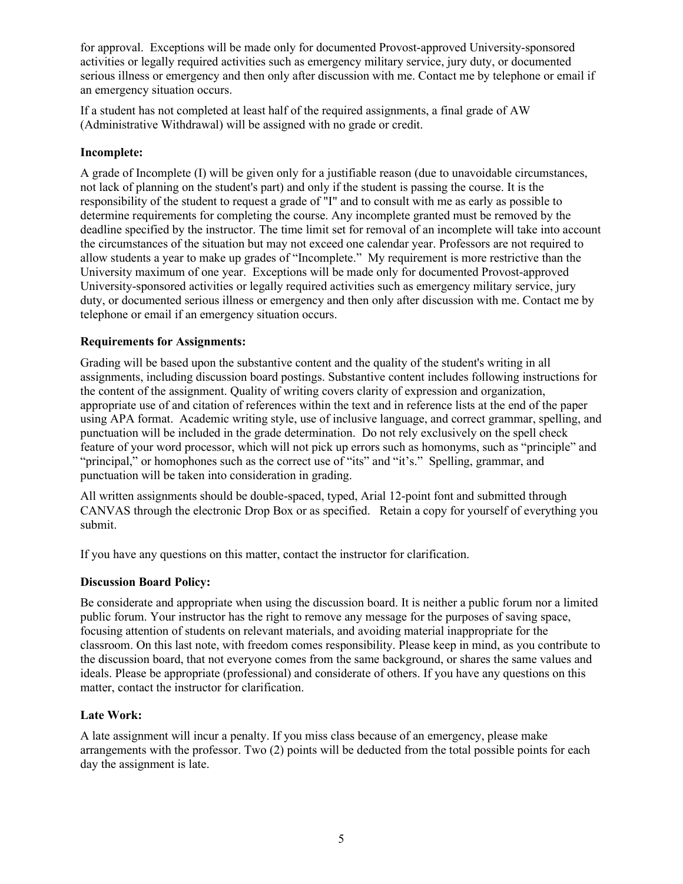for approval. Exceptions will be made only for documented Provost-approved University-sponsored activities or legally required activities such as emergency military service, jury duty, or documented serious illness or emergency and then only after discussion with me. Contact me by telephone or email if an emergency situation occurs.

If a student has not completed at least half of the required assignments, a final grade of AW (Administrative Withdrawal) will be assigned with no grade or credit.

### Incomplete:

A grade of Incomplete (I) will be given only for a justifiable reason (due to unavoidable circumstances, not lack of planning on the student's part) and only if the student is passing the course. It is the responsibility of the student to request a grade of "I" and to consult with me as early as possible to determine requirements for completing the course. Any incomplete granted must be removed by the deadline specified by the instructor. The time limit set for removal of an incomplete will take into account the circumstances of the situation but may not exceed one calendar year. Professors are not required to allow students a year to make up grades of "Incomplete." My requirement is more restrictive than the University maximum of one year. Exceptions will be made only for documented Provost-approved University-sponsored activities or legally required activities such as emergency military service, jury duty, or documented serious illness or emergency and then only after discussion with me. Contact me by telephone or email if an emergency situation occurs.

### Requirements for Assignments:

Grading will be based upon the substantive content and the quality of the student's writing in all assignments, including discussion board postings. Substantive content includes following instructions for the content of the assignment. Quality of writing covers clarity of expression and organization, appropriate use of and citation of references within the text and in reference lists at the end of the paper using APA format. Academic writing style, use of inclusive language, and correct grammar, spelling, and punctuation will be included in the grade determination. Do not rely exclusively on the spell check feature of your word processor, which will not pick up errors such as homonyms, such as "principle" and "principal," or homophones such as the correct use of "its" and "it's." Spelling, grammar, and punctuation will be taken into consideration in grading.

All written assignments should be double-spaced, typed, Arial 12-point font and submitted through CANVAS through the electronic Drop Box or as specified. Retain a copy for yourself of everything you submit.

If you have any questions on this matter, contact the instructor for clarification.

### Discussion Board Policy:

Be considerate and appropriate when using the discussion board. It is neither a public forum nor a limited public forum. Your instructor has the right to remove any message for the purposes of saving space, focusing attention of students on relevant materials, and avoiding material inappropriate for the classroom. On this last note, with freedom comes responsibility. Please keep in mind, as you contribute to the discussion board, that not everyone comes from the same background, or shares the same values and ideals. Please be appropriate (professional) and considerate of others. If you have any questions on this matter, contact the instructor for clarification.

### Late Work:

A late assignment will incur a penalty. If you miss class because of an emergency, please make arrangements with the professor. Two (2) points will be deducted from the total possible points for each day the assignment is late.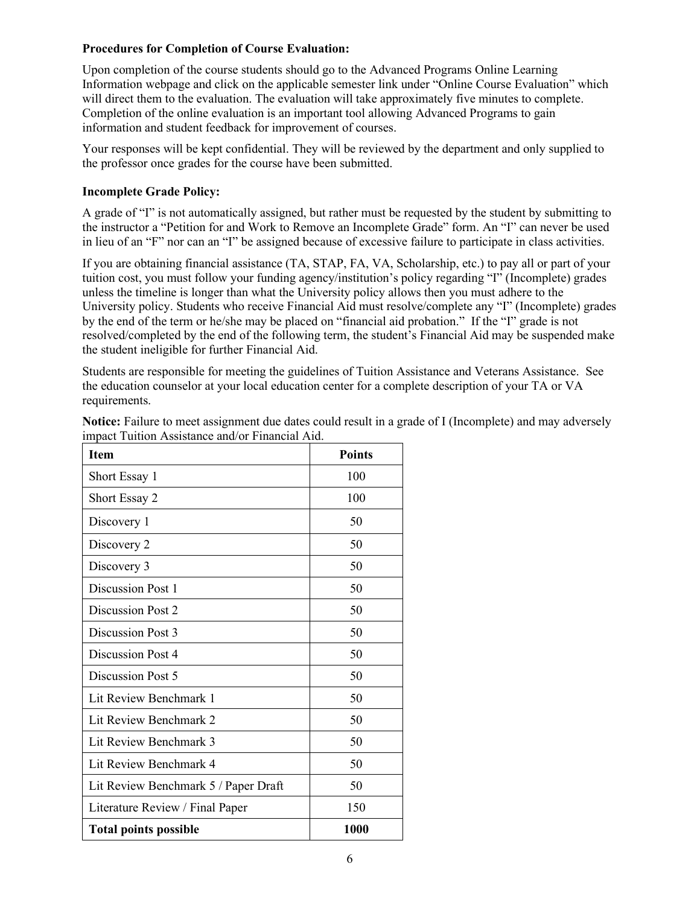**Procedures for Completion of Course Evaluation:**

Upon completion of the course students should go to the Advanced Programs Online Learning Information webpage and click on the applicable semester link under "Online Course Evaluation" which will direct them to the evaluation. The evaluation will take approximately five minutes to complete. Completion of the online evaluation is an important tool allowing Advanced Programs to gain information and student feedback for improvement of courses.

Your responses will be kept confidential. They will be reviewed by the department and only supplied to the professor once grades for the course have been submitted.

**Incomplete Grade Policy:**

A grade of "I" is not automatically assigned, but rather must be requested by the student by submitting to the instructor a "Petition for and Work to Remove an Incomplete Grade" form. An "I" can never be used in lieu of an "F" nor can an "I" be assigned because of excessive failure to participate in class activities.

If you are obtaining financial assistance (TA, STAP, FA, VA, Scholarship, etc.) to pay all or part of your tuition cost, you must follow your funding agency/institution's policy regarding "I" (Incomplete) grades unless the timeline is longer than what the University policy allows then you must adhere to the University policy. Students who receive Financial Aid must resolve/complete any "I" (Incomplete) grades by the end of the term or he/she may be placed on "financial aid probation." If the "I" grade is not resolved/completed by the end of the following term, the student's Financial Aid may be suspended make the student ineligible for further Financial Aid.

Students are responsible for meeting the guidelines of Tuition Assistance and Veterans Assistance. See the education counselor at your local education center for a complete description of your TA or VA requirements.

**Notice:** Failure to meet assignment due dates could result in a grade of I (Incomplete) and may adversely impact Tuition Assistance and/or Financial Aid.

| **Item** | **Points** |
|---|---|
| Short Essay 1 | 100 |
| Short Essay 2 | 100 |
| Discovery 1 | 50 |
| Discovery 2 | 50 |
| Discovery 3 | 50 |
| Discussion Post 1 | 50 |
| Discussion Post 2 | 50 |
| Discussion Post 3 | 50 |
| Discussion Post 4 | 50 |
| Discussion Post 5 | 50 |
| Lit Review Benchmark 1 | 50 |
| Lit Review Benchmark 2 | 50 |
| Lit Review Benchmark 3 | 50 |
| Lit Review Benchmark 4 | 50 |
| Lit Review Benchmark 5 / Paper Draft | 50 |
| Literature Review / Final Paper | 150 |
| **Total points possible** | **1000** |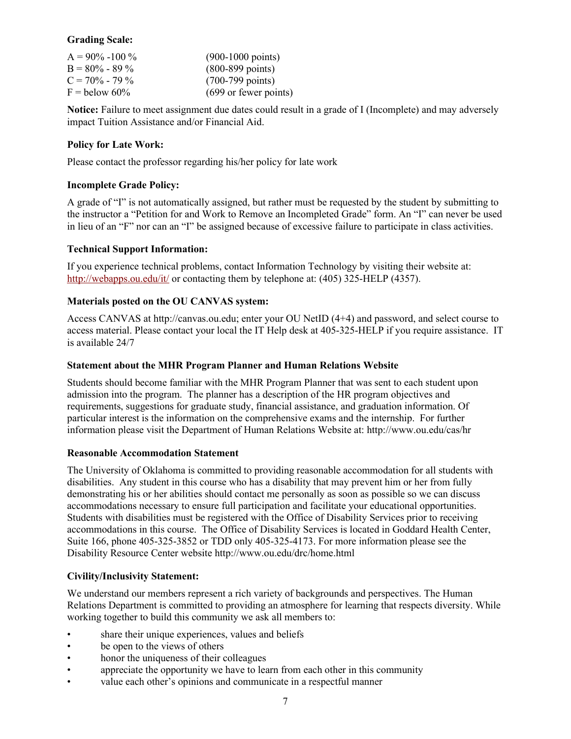**Grading Scale:**

| | |
|---|---|
| A = 90% -100 % | (900-1000 points) |
| B = 80% - 89 % | (800-899 points) |
| C = 70% - 79 % | (700-799 points) |
| F = below 60% | (699 or fewer points) |

**Notice:** Failure to meet assignment due dates could result in a grade of I (Incomplete) and may adversely impact Tuition Assistance and/or Financial Aid.

**Policy for Late Work:**

Please contact the professor regarding his/her policy for late work

**Incomplete Grade Policy:**

A grade of "I" is not automatically assigned, but rather must be requested by the student by submitting to the instructor a "Petition for and Work to Remove an Incompleted Grade" form. An "I" can never be used in lieu of an "F" nor can an "I" be assigned because of excessive failure to participate in class activities.

**Technical Support Information:**

If you experience technical problems, contact Information Technology by visiting their website at: http://webapps.ou.edu/it/ or contacting them by telephone at: (405) 325-HELP (4357).

**Materials posted on the OU CANVAS system:**

Access CANVAS at http://canvas.ou.edu; enter your OU NetID (4+4) and password, and select course to access material. Please contact your local the IT Help desk at 405-325-HELP if you require assistance. IT is available 24/7

**Statement about the MHR Program Planner and Human Relations Website**

Students should become familiar with the MHR Program Planner that was sent to each student upon admission into the program. The planner has a description of the HR program objectives and requirements, suggestions for graduate study, financial assistance, and graduation information. Of particular interest is the information on the comprehensive exams and the internship. For further information please visit the Department of Human Relations Website at: http://www.ou.edu/cas/hr

**Reasonable Accommodation Statement**

The University of Oklahoma is committed to providing reasonable accommodation for all students with disabilities. Any student in this course who has a disability that may prevent him or her from fully demonstrating his or her abilities should contact me personally as soon as possible so we can discuss accommodations necessary to ensure full participation and facilitate your educational opportunities. Students with disabilities must be registered with the Office of Disability Services prior to receiving accommodations in this course. The Office of Disability Services is located in Goddard Health Center, Suite 166, phone 405-325-3852 or TDD only 405-325-4173. For more information please see the Disability Resource Center website http://www.ou.edu/drc/home.html

**Civility/Inclusivity Statement:**

We understand our members represent a rich variety of backgrounds and perspectives. The Human Relations Department is committed to providing an atmosphere for learning that respects diversity. While working together to build this community we ask all members to:

- share their unique experiences, values and beliefs
- be open to the views of others
- honor the uniqueness of their colleagues
- appreciate the opportunity we have to learn from each other in this community
- value each other's opinions and communicate in a respectful manner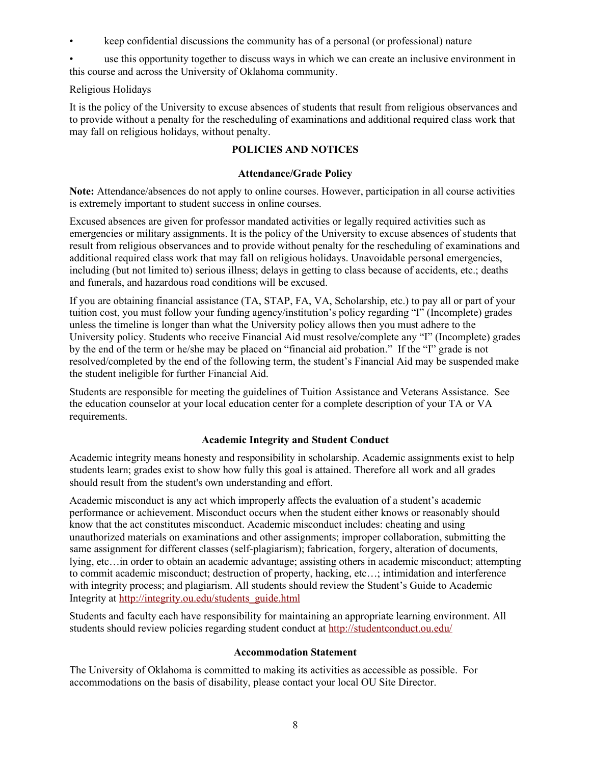- keep confidential discussions the community has of a personal (or professional) nature
- use this opportunity together to discuss ways in which we can create an inclusive environment in this course and across the University of Oklahoma community.

Religious Holidays

It is the policy of the University to excuse absences of students that result from religious observances and to provide without a penalty for the rescheduling of examinations and additional required class work that may fall on religious holidays, without penalty.

## POLICIES AND NOTICES

### Attendance/Grade Policy

**Note:** Attendance/absences do not apply to online courses. However, participation in all course activities is extremely important to student success in online courses.

Excused absences are given for professor mandated activities or legally required activities such as emergencies or military assignments. It is the policy of the University to excuse absences of students that result from religious observances and to provide without penalty for the rescheduling of examinations and additional required class work that may fall on religious holidays. Unavoidable personal emergencies, including (but not limited to) serious illness; delays in getting to class because of accidents, etc.; deaths and funerals, and hazardous road conditions will be excused.

If you are obtaining financial assistance (TA, STAP, FA, VA, Scholarship, etc.) to pay all or part of your tuition cost, you must follow your funding agency/institution's policy regarding "I" (Incomplete) grades unless the timeline is longer than what the University policy allows then you must adhere to the University policy. Students who receive Financial Aid must resolve/complete any "I" (Incomplete) grades by the end of the term or he/she may be placed on "financial aid probation." If the "I" grade is not resolved/completed by the end of the following term, the student's Financial Aid may be suspended make the student ineligible for further Financial Aid.

Students are responsible for meeting the guidelines of Tuition Assistance and Veterans Assistance. See the education counselor at your local education center for a complete description of your TA or VA requirements.

### Academic Integrity and Student Conduct

Academic integrity means honesty and responsibility in scholarship. Academic assignments exist to help students learn; grades exist to show how fully this goal is attained. Therefore all work and all grades should result from the student's own understanding and effort.

Academic misconduct is any act which improperly affects the evaluation of a student's academic performance or achievement. Misconduct occurs when the student either knows or reasonably should know that the act constitutes misconduct. Academic misconduct includes: cheating and using unauthorized materials on examinations and other assignments; improper collaboration, submitting the same assignment for different classes (self-plagiarism); fabrication, forgery, alteration of documents, lying, etc…in order to obtain an academic advantage; assisting others in academic misconduct; attempting to commit academic misconduct; destruction of property, hacking, etc…; intimidation and interference with integrity process; and plagiarism. All students should review the Student's Guide to Academic Integrity at http://integrity.ou.edu/students_guide.html

Students and faculty each have responsibility for maintaining an appropriate learning environment. All students should review policies regarding student conduct at http://studentconduct.ou.edu/

### Accommodation Statement

The University of Oklahoma is committed to making its activities as accessible as possible. For accommodations on the basis of disability, please contact your local OU Site Director.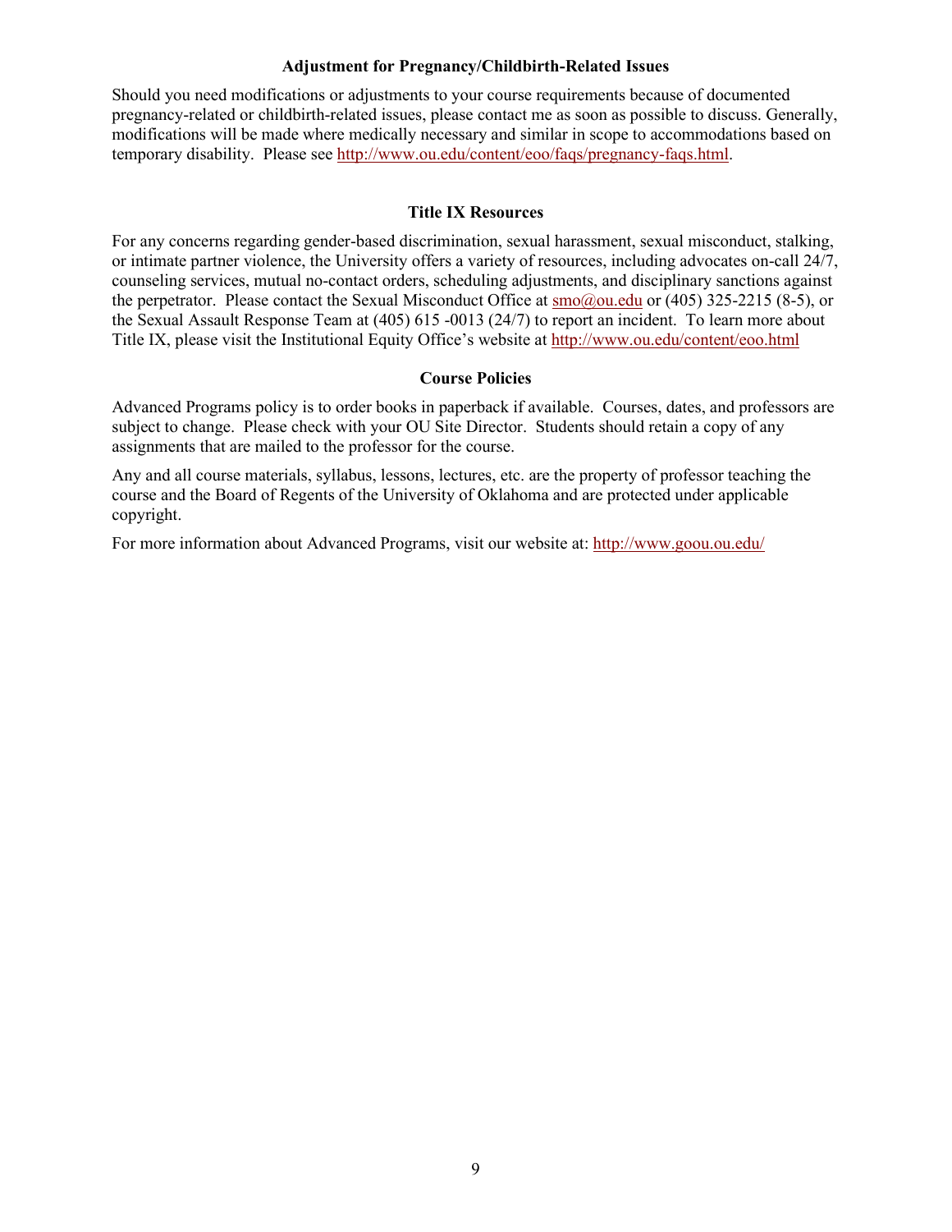### Adjustment for Pregnancy/Childbirth-Related Issues

Should you need modifications or adjustments to your course requirements because of documented pregnancy-related or childbirth-related issues, please contact me as soon as possible to discuss. Generally, modifications will be made where medically necessary and similar in scope to accommodations based on temporary disability. Please see http://www.ou.edu/content/eoo/faqs/pregnancy-faqs.html.

### Title IX Resources

For any concerns regarding gender-based discrimination, sexual harassment, sexual misconduct, stalking, or intimate partner violence, the University offers a variety of resources, including advocates on-call 24/7, counseling services, mutual no-contact orders, scheduling adjustments, and disciplinary sanctions against the perpetrator. Please contact the Sexual Misconduct Office at smo@ou.edu or (405) 325-2215 (8-5), or the Sexual Assault Response Team at (405) 615 -0013 (24/7) to report an incident. To learn more about Title IX, please visit the Institutional Equity Office's website at http://www.ou.edu/content/eoo.html

### Course Policies

Advanced Programs policy is to order books in paperback if available. Courses, dates, and professors are subject to change. Please check with your OU Site Director. Students should retain a copy of any assignments that are mailed to the professor for the course.

Any and all course materials, syllabus, lessons, lectures, etc. are the property of professor teaching the course and the Board of Regents of the University of Oklahoma and are protected under applicable copyright.

For more information about Advanced Programs, visit our website at: http://www.goou.ou.edu/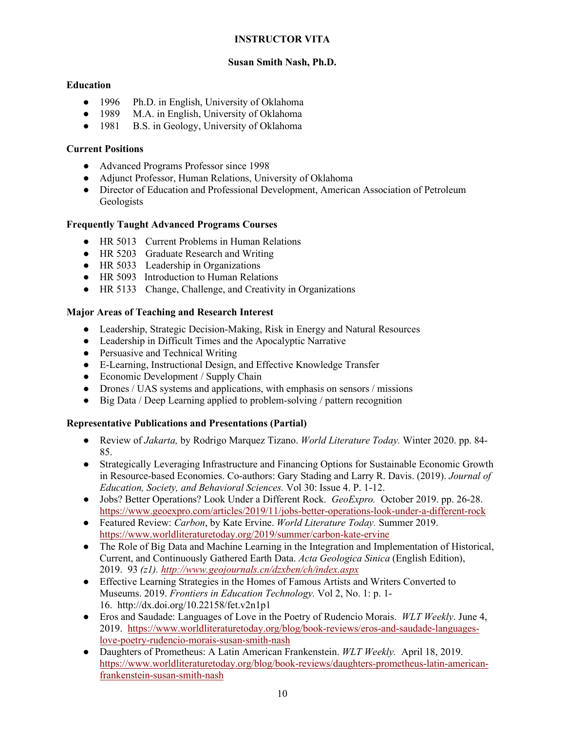**INSTRUCTOR VITA**

**Susan Smith Nash, Ph.D.**

## Education

- 1996 Ph.D. in English, University of Oklahoma
- 1989 M.A. in English, University of Oklahoma
- 1981 B.S. in Geology, University of Oklahoma

## Current Positions

- Advanced Programs Professor since 1998
- Adjunct Professor, Human Relations, University of Oklahoma
- Director of Education and Professional Development, American Association of Petroleum Geologists

## Frequently Taught Advanced Programs Courses

- HR 5013 Current Problems in Human Relations
- HR 5203 Graduate Research and Writing
- HR 5033 Leadership in Organizations
- HR 5093 Introduction to Human Relations
- HR 5133 Change, Challenge, and Creativity in Organizations

## Major Areas of Teaching and Research Interest

- Leadership, Strategic Decision-Making, Risk in Energy and Natural Resources
- Leadership in Difficult Times and the Apocalyptic Narrative
- Persuasive and Technical Writing
- E-Learning, Instructional Design, and Effective Knowledge Transfer
- Economic Development / Supply Chain
- Drones / UAS systems and applications, with emphasis on sensors / missions
- Big Data / Deep Learning applied to problem-solving / pattern recognition

## Representative Publications and Presentations (Partial)

- Review of *Jakarta,* by Rodrigo Marquez Tizano. *World Literature Today.* Winter 2020. pp. 84-85.
- Strategically Leveraging Infrastructure and Financing Options for Sustainable Economic Growth in Resource-based Economies. Co-authors: Gary Stading and Larry R. Davis. (2019). *Journal of Education, Society, and Behavioral Sciences.* Vol 30: Issue 4. P. 1-12.
- Jobs? Better Operations? Look Under a Different Rock. *GeoExpro.* October 2019. pp. 26-28. https://www.geoexpro.com/articles/2019/11/jobs-better-operations-look-under-a-different-rock
- Featured Review: *Carbon*, by Kate Ervine. *World Literature Today.* Summer 2019. https://www.worldliteraturetoday.org/2019/summer/carbon-kate-ervine
- The Role of Big Data and Machine Learning in the Integration and Implementation of Historical, Current, and Continuously Gathered Earth Data. *Acta Geologica Sinica* (English Edition), 2019. 93 *(z1)*. *http://www.geojournals.cn/dzxben/ch/index.aspx*
- Effective Learning Strategies in the Homes of Famous Artists and Writers Converted to Museums. 2019. *Frontiers in Education Technology.* Vol 2, No. 1: p. 1-16. http://dx.doi.org/10.22158/fet.v2n1p1
- Eros and Saudade: Languages of Love in the Poetry of Rudencio Morais. *WLT Weekly*. June 4, 2019. https://www.worldliteraturetoday.org/blog/book-reviews/eros-and-saudade-languages-love-poetry-rudencio-morais-susan-smith-nash
- Daughters of Prometheus: A Latin American Frankenstein. *WLT Weekly.* April 18, 2019. https://www.worldliteraturetoday.org/blog/book-reviews/daughters-prometheus-latin-american-frankenstein-susan-smith-nash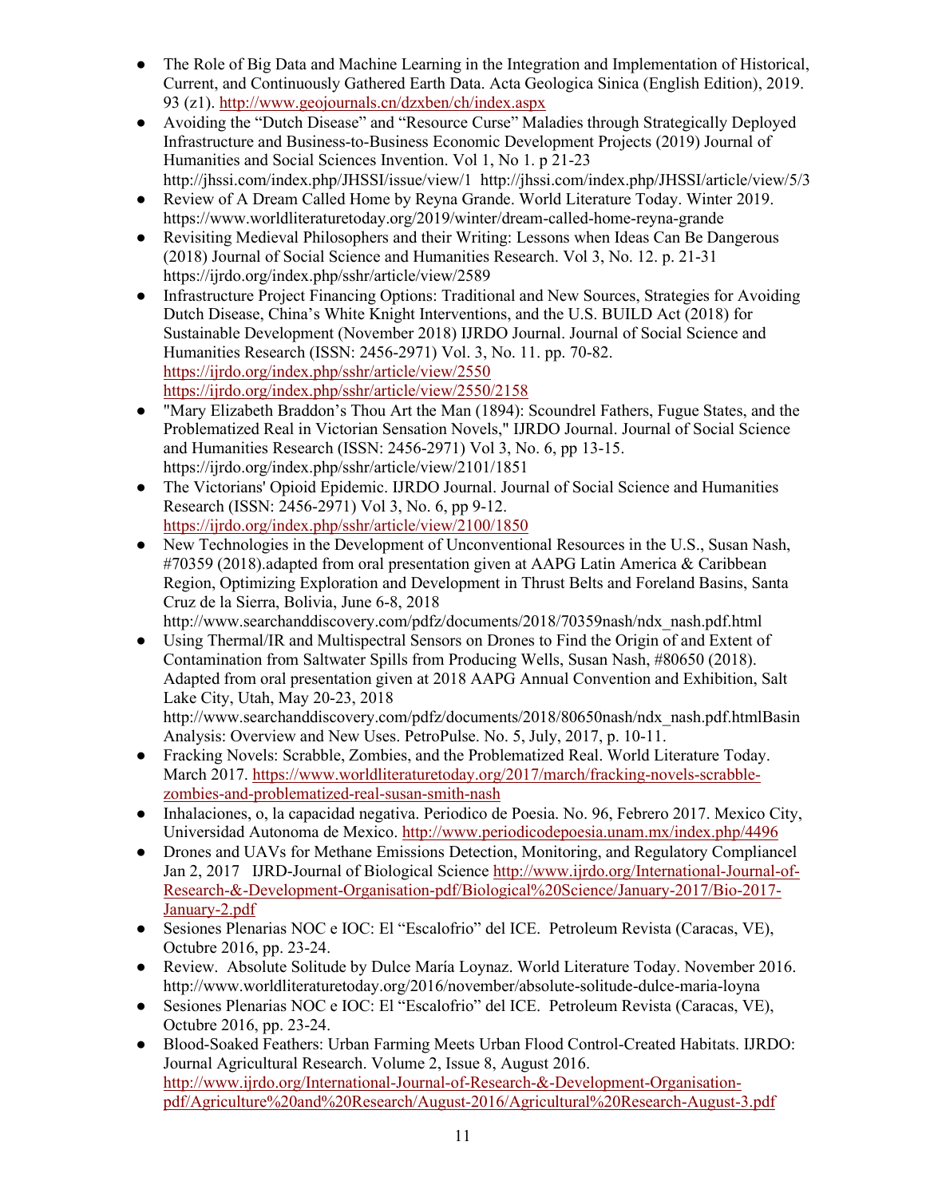- The Role of Big Data and Machine Learning in the Integration and Implementation of Historical, Current, and Continuously Gathered Earth Data. Acta Geologica Sinica (English Edition), 2019. 93 (z1). http://www.geojournals.cn/dzxben/ch/index.aspx
- Avoiding the "Dutch Disease" and "Resource Curse" Maladies through Strategically Deployed Infrastructure and Business-to-Business Economic Development Projects (2019) Journal of Humanities and Social Sciences Invention. Vol 1, No 1. p 21-23 http://jhssi.com/index.php/JHSSI/issue/view/1 http://jhssi.com/index.php/JHSSI/article/view/5/3
- Review of A Dream Called Home by Reyna Grande. World Literature Today. Winter 2019. https://www.worldliteraturetoday.org/2019/winter/dream-called-home-reyna-grande
- Revisiting Medieval Philosophers and their Writing: Lessons when Ideas Can Be Dangerous (2018) Journal of Social Science and Humanities Research. Vol 3, No. 12. p. 21-31 https://ijrdo.org/index.php/sshr/article/view/2589
- Infrastructure Project Financing Options: Traditional and New Sources, Strategies for Avoiding Dutch Disease, China's White Knight Interventions, and the U.S. BUILD Act (2018) for Sustainable Development (November 2018) IJRDO Journal. Journal of Social Science and Humanities Research (ISSN: 2456-2971) Vol. 3, No. 11. pp. 70-82. https://ijrdo.org/index.php/sshr/article/view/2550 https://ijrdo.org/index.php/sshr/article/view/2550/2158
- "Mary Elizabeth Braddon's Thou Art the Man (1894): Scoundrel Fathers, Fugue States, and the Problematized Real in Victorian Sensation Novels," IJRDO Journal. Journal of Social Science and Humanities Research (ISSN: 2456-2971) Vol 3, No. 6, pp 13-15. https://ijrdo.org/index.php/sshr/article/view/2101/1851
- The Victorians' Opioid Epidemic. IJRDO Journal. Journal of Social Science and Humanities Research (ISSN: 2456-2971) Vol 3, No. 6, pp 9-12. https://ijrdo.org/index.php/sshr/article/view/2100/1850
- New Technologies in the Development of Unconventional Resources in the U.S., Susan Nash, #70359 (2018).adapted from oral presentation given at AAPG Latin America & Caribbean Region, Optimizing Exploration and Development in Thrust Belts and Foreland Basins, Santa Cruz de la Sierra, Bolivia, June 6-8, 2018 http://www.searchanddiscovery.com/pdfz/documents/2018/70359nash/ndx_nash.pdf.html
- Using Thermal/IR and Multispectral Sensors on Drones to Find the Origin of and Extent of Contamination from Saltwater Spills from Producing Wells, Susan Nash, #80650 (2018). Adapted from oral presentation given at 2018 AAPG Annual Convention and Exhibition, Salt Lake City, Utah, May 20-23, 2018 http://www.searchanddiscovery.com/pdfz/documents/2018/80650nash/ndx_nash.pdf.htmlBasin Analysis: Overview and New Uses. PetroPulse. No. 5, July, 2017, p. 10-11.
- Fracking Novels: Scrabble, Zombies, and the Problematized Real. World Literature Today. March 2017. https://www.worldliteraturetoday.org/2017/march/fracking-novels-scrabble-zombies-and-problematized-real-susan-smith-nash
- Inhalaciones, o, la capacidad negativa. Periodico de Poesia. No. 96, Febrero 2017. Mexico City, Universidad Autonoma de Mexico. http://www.periodicodepoesia.unam.mx/index.php/4496
- Drones and UAVs for Methane Emissions Detection, Monitoring, and Regulatory Compliancel Jan 2, 2017 IJRD-Journal of Biological Science http://www.ijrdo.org/International-Journal-of-Research-&-Development-Organisation-pdf/Biological%20Science/January-2017/Bio-2017-January-2.pdf
- Sesiones Plenarias NOC e IOC: El "Escalofrio" del ICE. Petroleum Revista (Caracas, VE), Octubre 2016, pp. 23-24.
- Review. Absolute Solitude by Dulce María Loynaz. World Literature Today. November 2016. http://www.worldliteraturetoday.org/2016/november/absolute-solitude-dulce-maria-loyna
- Sesiones Plenarias NOC e IOC: El "Escalofrio" del ICE. Petroleum Revista (Caracas, VE), Octubre 2016, pp. 23-24.
- Blood-Soaked Feathers: Urban Farming Meets Urban Flood Control-Created Habitats. IJRDO: Journal Agricultural Research. Volume 2, Issue 8, August 2016. http://www.ijrdo.org/International-Journal-of-Research-&-Development-Organisation-pdf/Agriculture%20and%20Research/August-2016/Agricultural%20Research-August-3.pdf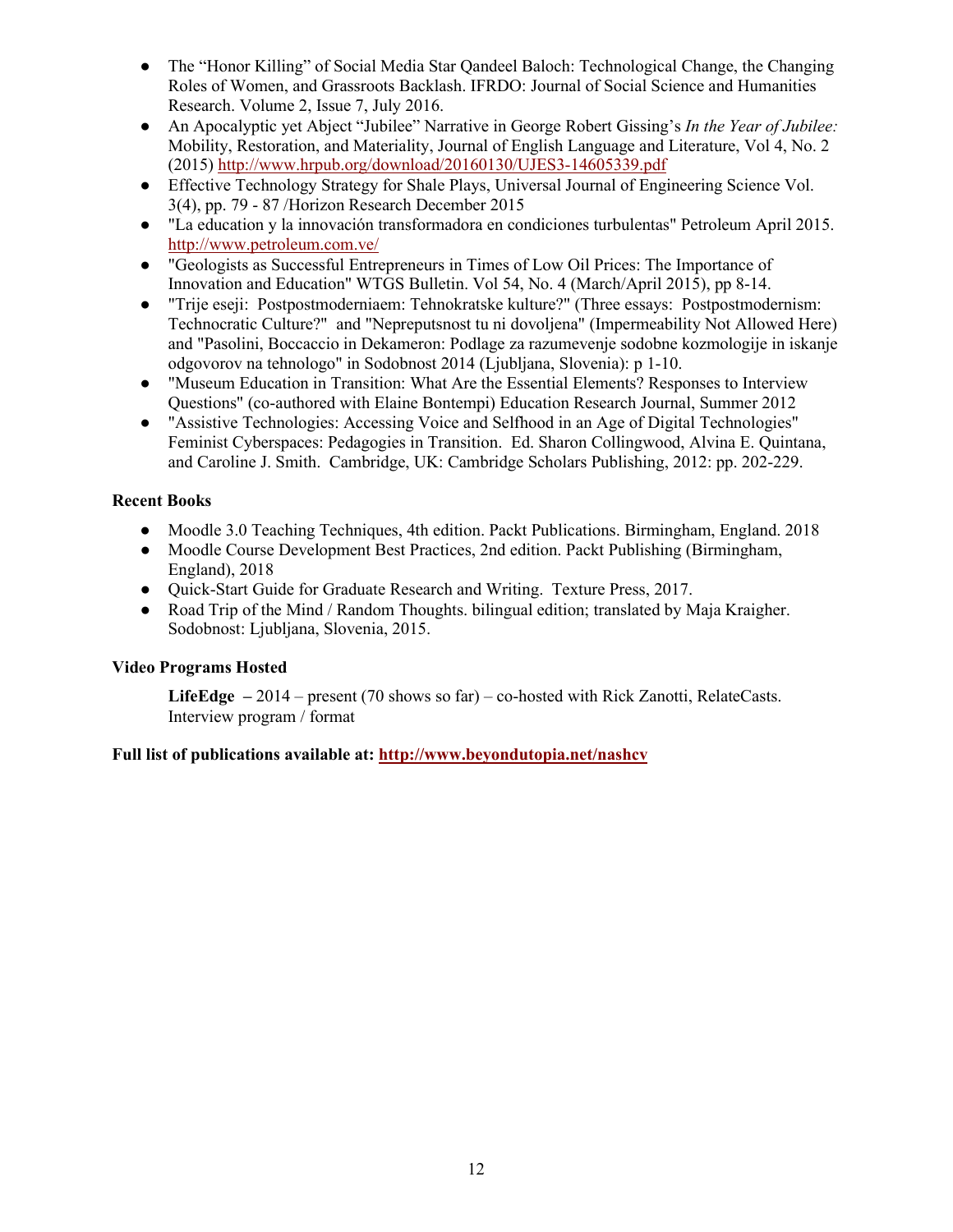- The "Honor Killing" of Social Media Star Qandeel Baloch: Technological Change, the Changing Roles of Women, and Grassroots Backlash. IFRDO: Journal of Social Science and Humanities Research. Volume 2, Issue 7, July 2016.
- An Apocalyptic yet Abject "Jubilee" Narrative in George Robert Gissing's *In the Year of Jubilee:* Mobility, Restoration, and Materiality, Journal of English Language and Literature, Vol 4, No. 2 (2015) http://www.hrpub.org/download/20160130/UJES3-14605339.pdf
- Effective Technology Strategy for Shale Plays, Universal Journal of Engineering Science Vol. 3(4), pp. 79 - 87 /Horizon Research December 2015
- "La education y la innovación transformadora en condiciones turbulentas" Petroleum April 2015. http://www.petroleum.com.ve/
- "Geologists as Successful Entrepreneurs in Times of Low Oil Prices: The Importance of Innovation and Education" WTGS Bulletin. Vol 54, No. 4 (March/April 2015), pp 8-14.
- "Trije eseji: Postpostmoderniaem: Tehnokratske kulture?" (Three essays: Postpostmodernism: Technocratic Culture?" and "Nepreputsnost tu ni dovoljena" (Impermeability Not Allowed Here) and "Pasolini, Boccaccio in Dekameron: Podlage za razumevenje sodobne kozmologije in iskanje odgovorov na tehnologo" in Sodobnost 2014 (Ljubljana, Slovenia): p 1-10.
- "Museum Education in Transition: What Are the Essential Elements? Responses to Interview Questions" (co-authored with Elaine Bontempi) Education Research Journal, Summer 2012
- "Assistive Technologies: Accessing Voice and Selfhood in an Age of Digital Technologies" Feminist Cyberspaces: Pedagogies in Transition. Ed. Sharon Collingwood, Alvina E. Quintana, and Caroline J. Smith. Cambridge, UK: Cambridge Scholars Publishing, 2012: pp. 202-229.

**Recent Books**

- Moodle 3.0 Teaching Techniques, 4th edition. Packt Publications. Birmingham, England. 2018
- Moodle Course Development Best Practices, 2nd edition. Packt Publishing (Birmingham, England), 2018
- Quick-Start Guide for Graduate Research and Writing. Texture Press, 2017.
- Road Trip of the Mind / Random Thoughts. bilingual edition; translated by Maja Kraigher. Sodobnost: Ljubljana, Slovenia, 2015.

**Video Programs Hosted**

**LifeEdge –** 2014 – present (70 shows so far) – co-hosted with Rick Zanotti, RelateCasts. Interview program / format

**Full list of publications available at: http://www.beyondutopia.net/nashcv**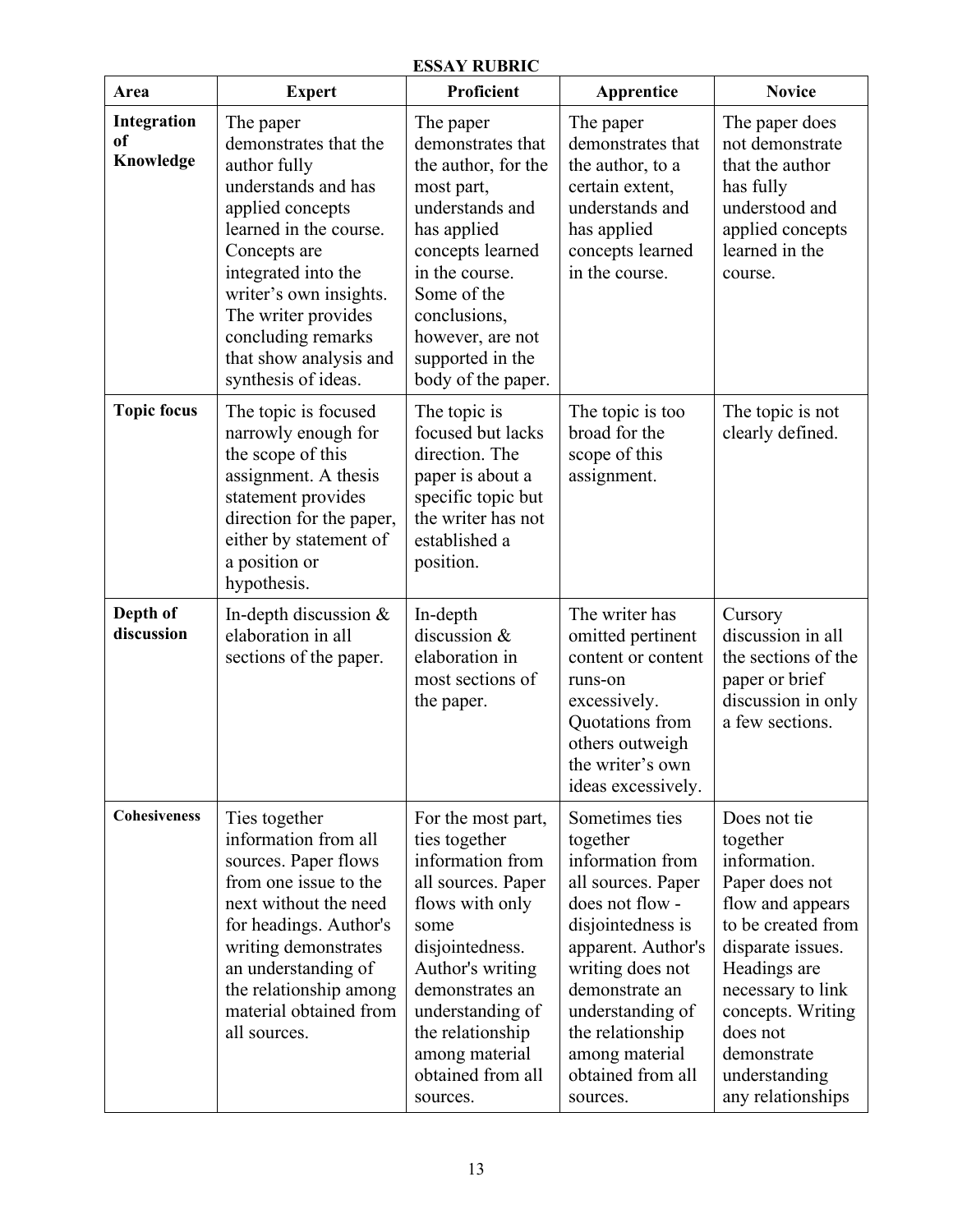**ESSAY RUBRIC**

| Area | Expert | Proficient | Apprentice | Novice |
|---|---|---|---|---|
| **Integration of Knowledge** | The paper demonstrates that the author fully understands and has applied concepts learned in the course. Concepts are integrated into the writer's own insights. The writer provides concluding remarks that show analysis and synthesis of ideas. | The paper demonstrates that the author, for the most part, understands and has applied concepts learned in the course. Some of the conclusions, however, are not supported in the body of the paper. | The paper demonstrates that the author, to a certain extent, understands and has applied concepts learned in the course. | The paper does not demonstrate that the author has fully understood and applied concepts learned in the course. |
| **Topic focus** | The topic is focused narrowly enough for the scope of this assignment. A thesis statement provides direction for the paper, either by statement of a position or hypothesis. | The topic is focused but lacks direction. The paper is about a specific topic but the writer has not established a position. | The topic is too broad for the scope of this assignment. | The topic is not clearly defined. |
| **Depth of discussion** | In-depth discussion & elaboration in all sections of the paper. | In-depth discussion & elaboration in most sections of the paper. | The writer has omitted pertinent content or content runs-on excessively. Quotations from others outweigh the writer's own ideas excessively. | Cursory discussion in all the sections of the paper or brief discussion in only a few sections. |
| **Cohesiveness** | Ties together information from all sources. Paper flows from one issue to the next without the need for headings. Author's writing demonstrates an understanding of the relationship among material obtained from all sources. | For the most part, ties together information from all sources. Paper flows with only some disjointedness. Author's writing demonstrates an understanding of the relationship among material obtained from all sources. | Sometimes ties together information from all sources. Paper does not flow - disjointedness is apparent. Author's writing does not demonstrate an understanding of the relationship among material obtained from all sources. | Does not tie together information. Paper does not flow and appears to be created from disparate issues. Headings are necessary to link concepts. Writing does not demonstrate understanding any relationships |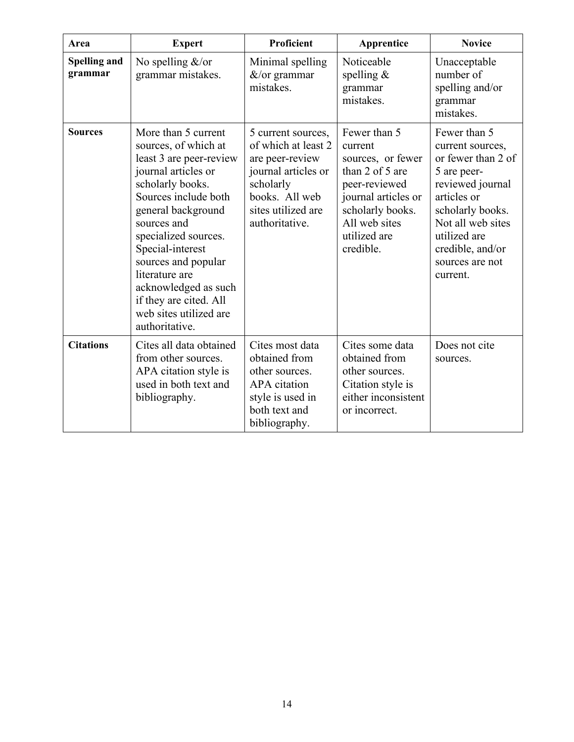| Area | Expert | Proficient | Apprentice | Novice |
| --- | --- | --- | --- | --- |
| **Spelling and grammar** | No spelling &/or grammar mistakes. | Minimal spelling &/or grammar mistakes. | Noticeable spelling & grammar mistakes. | Unacceptable number of spelling and/or grammar mistakes. |
| **Sources** | More than 5 current sources, of which at least 3 are peer-review journal articles or scholarly books. Sources include both general background sources and specialized sources. Special-interest sources and popular literature are acknowledged as such if they are cited. All web sites utilized are authoritative. | 5 current sources, of which at least 2 are peer-review journal articles or scholarly books. All web sites utilized are authoritative. | Fewer than 5 current sources, or fewer than 2 of 5 are peer-reviewed journal articles or scholarly books. All web sites utilized are credible. | Fewer than 5 current sources, or fewer than 2 of 5 are peer-reviewed journal articles or scholarly books. Not all web sites utilized are credible, and/or sources are not current. |
| **Citations** | Cites all data obtained from other sources. APA citation style is used in both text and bibliography. | Cites most data obtained from other sources. APA citation style is used in both text and bibliography. | Cites some data obtained from other sources. Citation style is either inconsistent or incorrect. | Does not cite sources. |